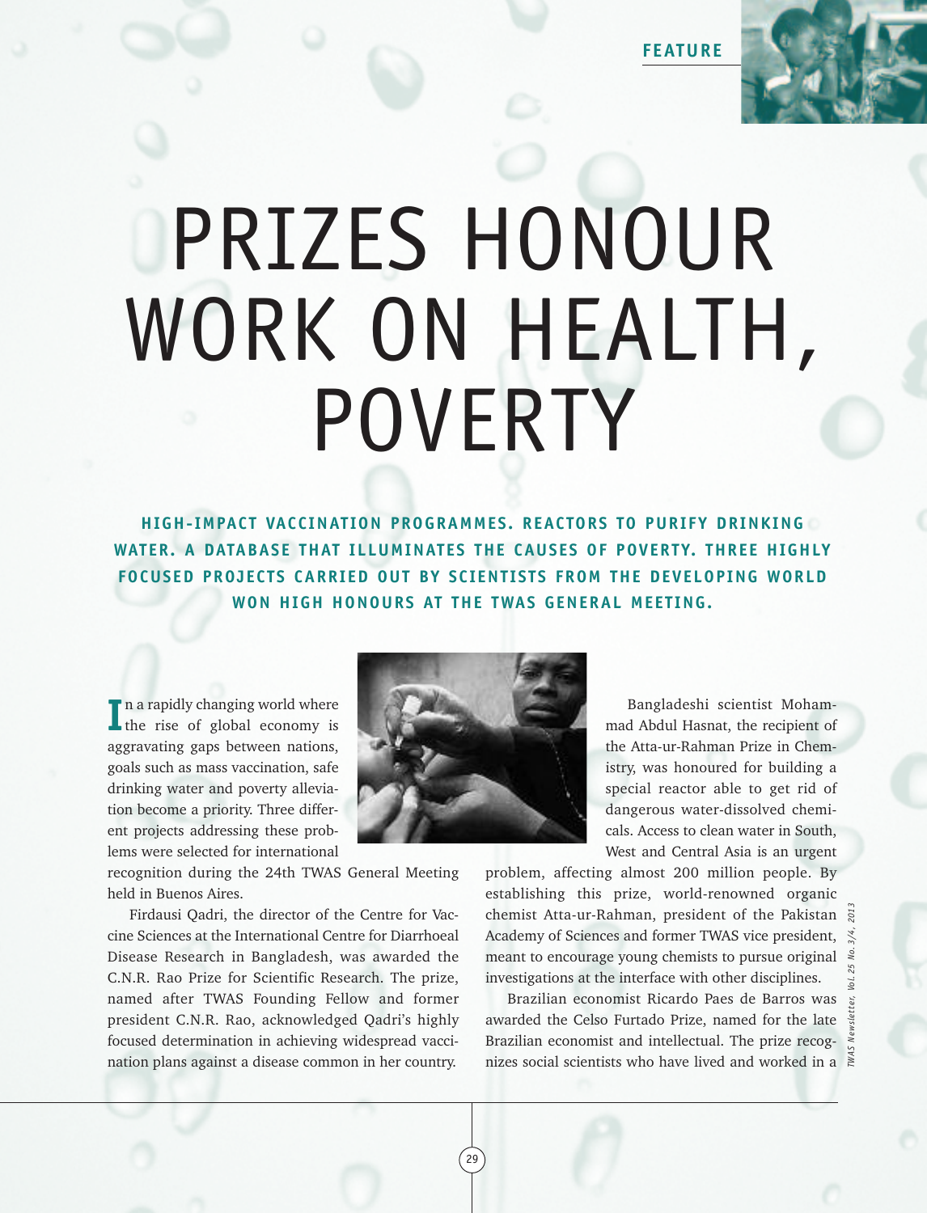FEATURE

# PRIZES HONOUR WORK ON HEALTH, POVERTY

**HIGH-IMPACT VACCINATION PROGRAMMES. REACTORS TO PURIFY DRINKING WATER. A DATABASE THAT ILLUMINATES THE CAUSES OF POVERTY. THREE HIGHLY FOCUSED PROJECTS CARRIED OUT BY SCIENTISTS FROM THE DEVELOPING WORLD WON HIGH HONOURS AT THE TWAS GENERAL MEETING.**

In a rapidly changing world where the rise of global economy is aggravating gaps between nations, goals such as mass vaccination, safe drinking water and poverty alleviation become a priority. Three different projects addressing these problems were selected for international recognition during the 24th TWAS General Meeting held in Buenos Aires.

Firdausi Qadri, the director of the Centre for Vaccine Sciences at the International Centre for Diarrhoeal Disease Research in Bangladesh, was awarded the C.N.R. Rao Prize for Scientific Research. The prize, named after TWAS Founding Fellow and former president C.N.R. Rao, acknowledged Qadri's highly focused determination in achieving widespread vaccination plans against a disease common in her country.

Bangladeshi scientist Mohammad Abdul Hasnat, the recipient of the Atta-ur-Rahman Prize in Chemistry, was honoured for building a special reactor able to get rid of dangerous water-dissolved chemicals. Access to clean water in South, West and Central Asia is an urgent problem, affecting almost 200 million people. By establishing this prize, world-renowned organic chemist Atta-ur-Rahman, president of the Pakistan Academy of Sciences and former TWAS vice president, meant to encourage young chemists to pursue original investigations at the interface with other disciplines.

Brazilian economist Ricardo Paes de Barros was awarded the Celso Furtado Prize, named for the late Brazilian economist and intellectual. The prize recognizes social scientists who have lived and worked in a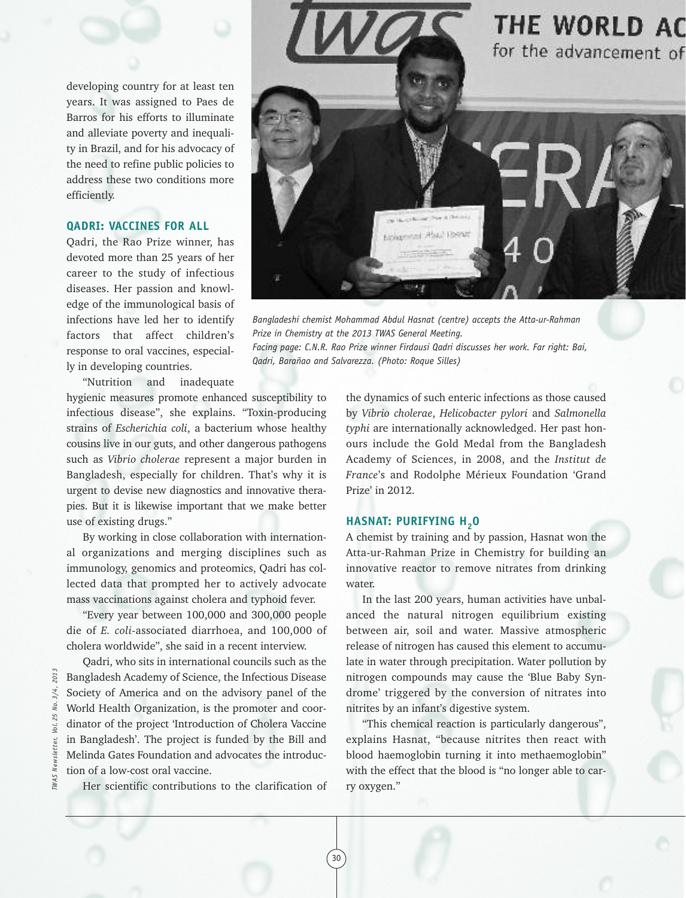developing country for at least ten years. It was assigned to Paes de Barros for his efforts to illuminate and alleviate poverty and inequality in Brazil, and for his advocacy of the need to refine public policies to address these two conditions more efficiently.

### QADRI: VACCINES FOR ALL

Qadri, the Rao Prize winner, has devoted more than 25 years of her career to the study of infectious diseases. Her passion and knowledge of the immunological basis of infections have led her to identify factors that affect children's response to oral vaccines, especially in developing countries.

"Nutrition and inadequate hygienic measures promote enhanced susceptibility to infectious disease", she explains. "Toxin-producing strains of *Escherichia coli*, a bacterium whose healthy cousins live in our guts, and other dangerous pathogens such as *Vibrio cholerae* represent a major burden in Bangladesh, especially for children. That's why it is urgent to devise new diagnostics and innovative therapies. But it is likewise important that we make better use of existing drugs."

By working in close collaboration with international organizations and merging disciplines such as immunology, genomics and proteomics, Qadri has collected data that prompted her to actively advocate mass vaccinations against cholera and typhoid fever.

"Every year between 100,000 and 300,000 people die of *E. coli*-associated diarrhoea, and 100,000 of cholera worldwide", she said in a recent interview.

Qadri, who sits in international councils such as the Bangladesh Academy of Science, the Infectious Disease Society of America and on the advisory panel of the World Health Organization, is the promoter and coordinator of the project 'Introduction of Cholera Vaccine in Bangladesh'. The project is funded by the Bill and Melinda Gates Foundation and advocates the introduction of a low-cost oral vaccine.

Her scientific contributions to the clarification of the dynamics of such enteric infections as those caused by *Vibrio cholerae*, *Helicobacter pylori* and *Salmonella typhi* are internationally acknowledged. Her past honours include the Gold Medal from the Bangladesh Academy of Sciences, in 2008, and the *Institut de France*'s and Rodolphe Mérieux Foundation 'Grand Prize' in 2012.

*Bangladeshi chemist Mohammad Abdul Hasnat (centre) accepts the Atta-ur-Rahman Prize in Chemistry at the 2013 TWAS General Meeting.*
*Facing page: C.N.R. Rao Prize winner Firdausi Qadri discusses her work. Far right: Bai, Qadri, Barañao and Salvarezza. (Photo: Roque Silles)*

### HASNAT: PURIFYING $H_2O$

A chemist by training and by passion, Hasnat won the Atta-ur-Rahman Prize in Chemistry for building an innovative reactor to remove nitrates from drinking water.

In the last 200 years, human activities have unbalanced the natural nitrogen equilibrium existing between air, soil and water. Massive atmospheric release of nitrogen has caused this element to accumulate in water through precipitation. Water pollution by nitrogen compounds may cause the 'Blue Baby Syndrome' triggered by the conversion of nitrates into nitrites by an infant's digestive system.

"This chemical reaction is particularly dangerous", explains Hasnat, "because nitrites then react with blood haemoglobin turning it into methaemoglobin" with the effect that the blood is "no longer able to carry oxygen."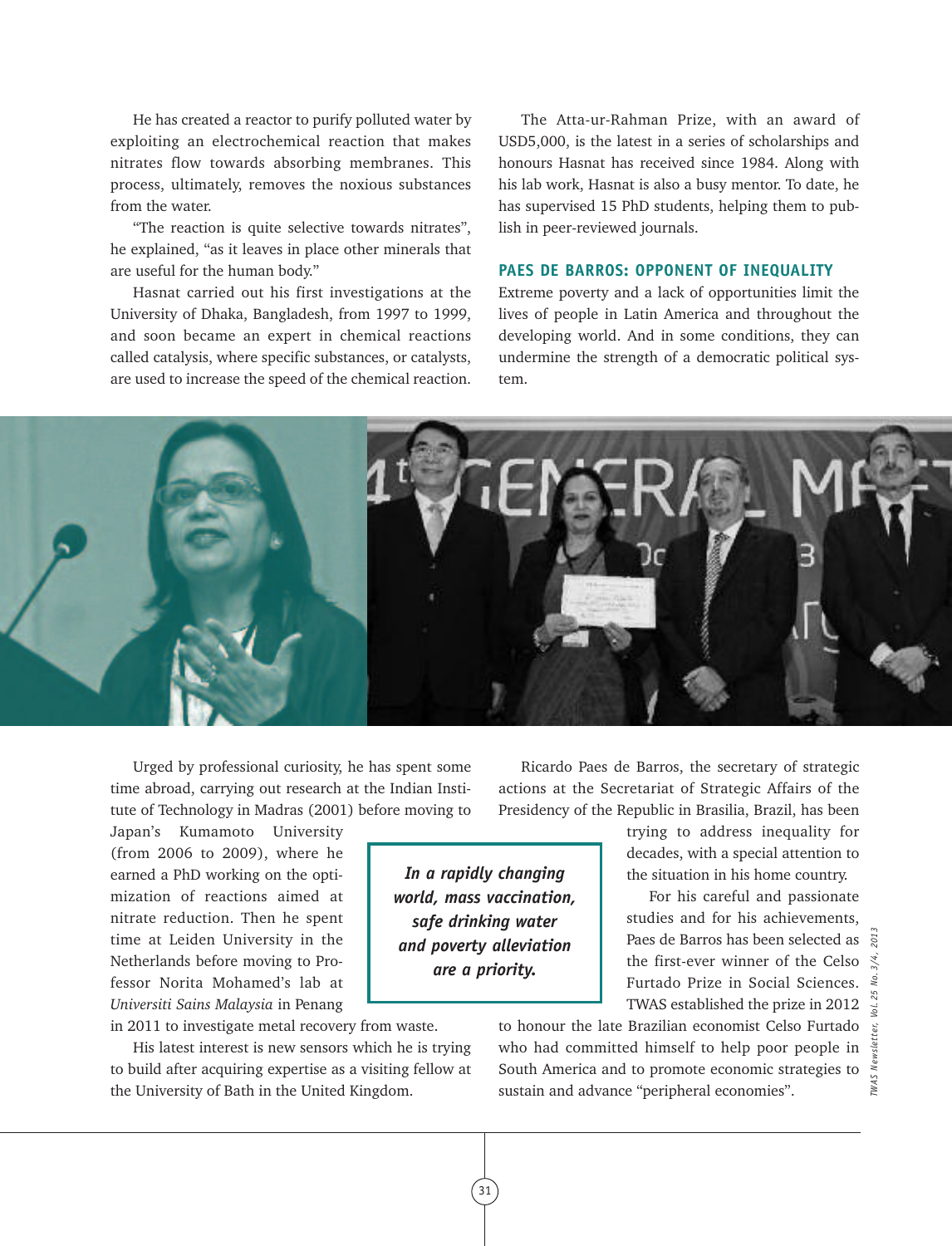He has created a reactor to purify polluted water by exploiting an electrochemical reaction that makes nitrates flow towards absorbing membranes. This process, ultimately, removes the noxious substances from the water.

"The reaction is quite selective towards nitrates", he explained, "as it leaves in place other minerals that are useful for the human body."

Hasnat carried out his first investigations at the University of Dhaka, Bangladesh, from 1997 to 1999, and soon became an expert in chemical reactions called catalysis, where specific substances, or catalysts, are used to increase the speed of the chemical reaction.

Urged by professional curiosity, he has spent some time abroad, carrying out research at the Indian Institute of Technology in Madras (2001) before moving to Japan's Kumamoto University (from 2006 to 2009), where he earned a PhD working on the optimization of reactions aimed at nitrate reduction. Then he spent time at Leiden University in the Netherlands before moving to Professor Norita Mohamed's lab at *Universiti Sains Malaysia* in Penang in 2011 to investigate metal recovery from waste.

His latest interest is new sensors which he is trying to build after acquiring expertise as a visiting fellow at the University of Bath in the United Kingdom.

The Atta-ur-Rahman Prize, with an award of USD5,000, is the latest in a series of scholarships and honours Hasnat has received since 1984. Along with his lab work, Hasnat is also a busy mentor. To date, he has supervised 15 PhD students, helping them to publish in peer-reviewed journals.

## PAES DE BARROS: OPPONENT OF INEQUALITY

Extreme poverty and a lack of opportunities limit the lives of people in Latin America and throughout the developing world. And in some conditions, they can undermine the strength of a democratic political system.

Ricardo Paes de Barros, the secretary of strategic actions at the Secretariat of Strategic Affairs of the Presidency of the Republic in Brasilia, Brazil, has been trying to address inequality for decades, with a special attention to the situation in his home country.

**_In a rapidly changing world, mass vaccination, safe drinking water and poverty alleviation are a priority._**

For his careful and passionate studies and for his achievements, Paes de Barros has been selected as the first-ever winner of the Celso Furtado Prize in Social Sciences. TWAS established the prize in 2012 to honour the late Brazilian economist Celso Furtado who had committed himself to help poor people in South America and to promote economic strategies to sustain and advance "peripheral economies".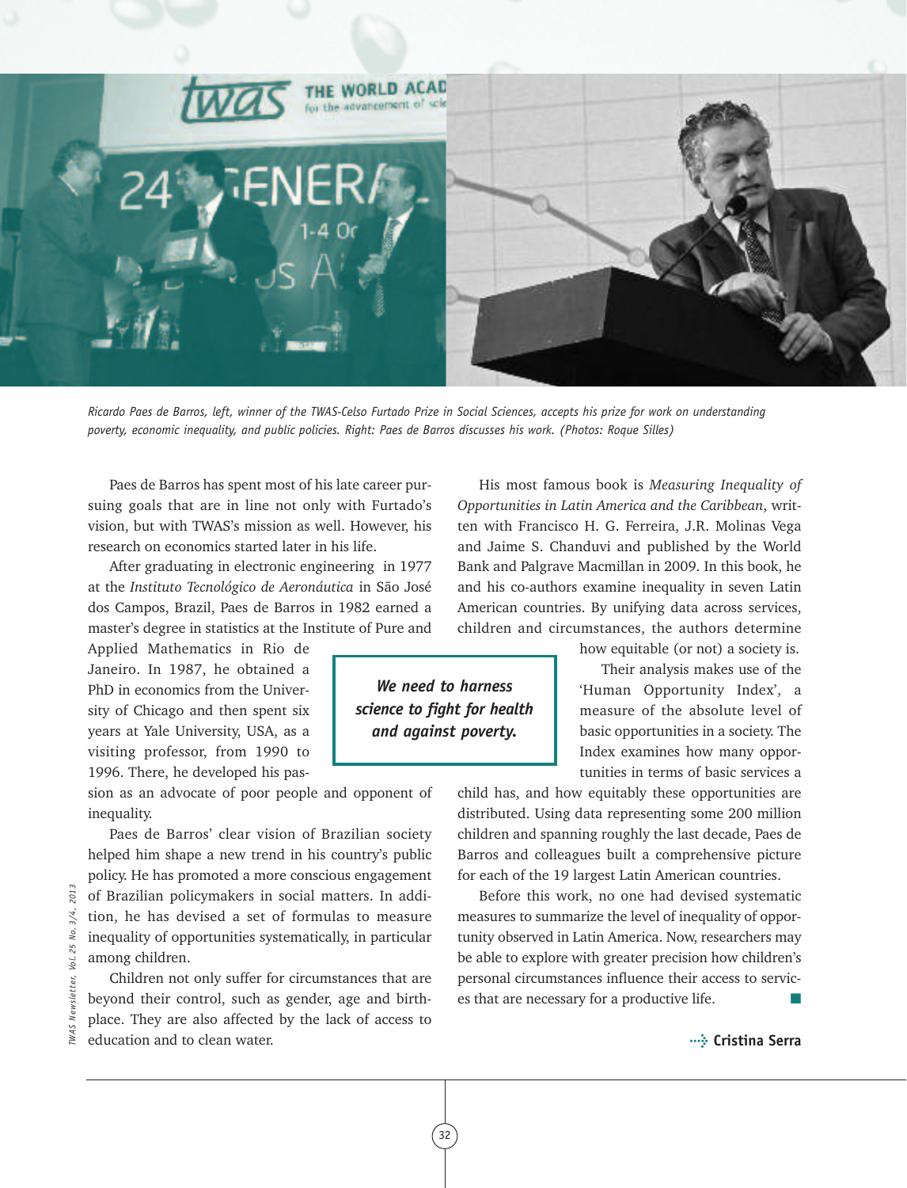*Ricardo Paes de Barros, left, winner of the TWAS-Celso Furtado Prize in Social Sciences, accepts his prize for work on understanding poverty, economic inequality, and public policies. Right: Paes de Barros discusses his work. (Photos: Roque Silles)*

Paes de Barros has spent most of his late career pursuing goals that are in line not only with Furtado's vision, but with TWAS's mission as well. However, his research on economics started later in his life.

After graduating in electronic engineering in 1977 at the *Instituto Tecnológico de Aeronáutica* in São José dos Campos, Brazil, Paes de Barros in 1982 earned a master's degree in statistics at the Institute of Pure and Applied Mathematics in Rio de Janeiro. In 1987, he obtained a PhD in economics from the University of Chicago and then spent six years at Yale University, USA, as a visiting professor, from 1990 to 1996. There, he developed his passion as an advocate of poor people and opponent of inequality.

Paes de Barros' clear vision of Brazilian society helped him shape a new trend in his country's public policy. He has promoted a more conscious engagement of Brazilian policymakers in social matters. In addition, he has devised a set of formulas to measure inequality of opportunities systematically, in particular among children.

Children not only suffer for circumstances that are beyond their control, such as gender, age and birthplace. They are also affected by the lack of access to education and to clean water.

> ***We need to harness science to fight for health and against poverty.***

His most famous book is *Measuring Inequality of Opportunities in Latin America and the Caribbean*, written with Francisco H. G. Ferreira, J.R. Molinas Vega and Jaime S. Chanduvi and published by the World Bank and Palgrave Macmillan in 2009. In this book, he and his co-authors examine inequality in seven Latin American countries. By unifying data across services, children and circumstances, the authors determine how equitable (or not) a society is.

Their analysis makes use of the 'Human Opportunity Index', a measure of the absolute level of basic opportunities in a society. The Index examines how many opportunities in terms of basic services a child has, and how equitably these opportunities are distributed. Using data representing some 200 million children and spanning roughly the last decade, Paes de Barros and colleagues built a comprehensive picture for each of the 19 largest Latin American countries.

Before this work, no one had devised systematic measures to summarize the level of inequality of opportunity observed in Latin America. Now, researchers may be able to explore with greater precision how children's personal circumstances influence their access to services that are necessary for a productive life.

**Cristina Serra**